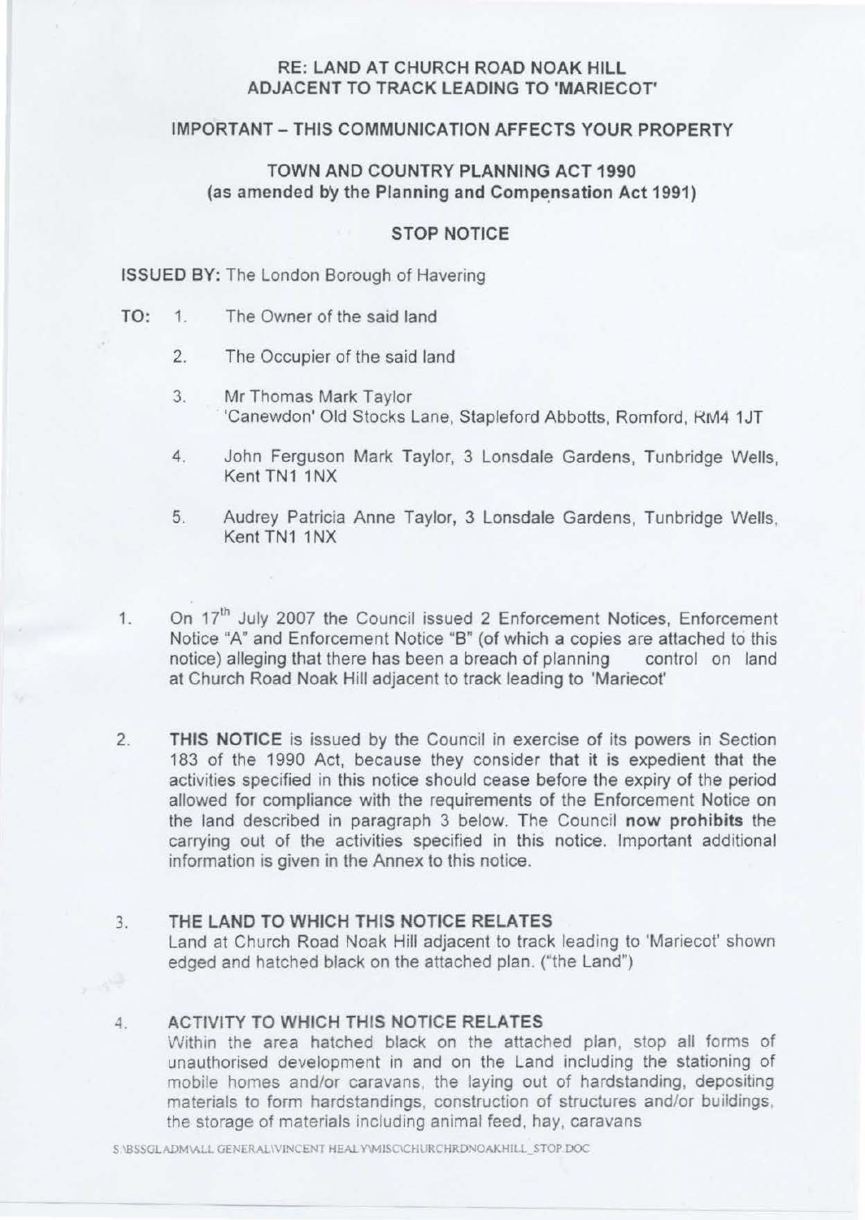**RE: LAND AT CHURCH ROAD NOAK HILL ADJACENT TO TRACK LEADING TO 'MARIECOT'**

**IMPORTANT – THIS COMMUNICATION AFFECTS YOUR PROPERTY**

**TOWN AND COUNTRY PLANNING ACT 1990 (as amended by the Planning and Compensation Act 1991)**

**STOP NOTICE**

**ISSUED BY:** The London Borough of Havering

**TO:**

1. The Owner of the said land
2. The Occupier of the said land
3. Mr Thomas Mark Taylor 'Canewdon' Old Stocks Lane, Stapleford Abbotts, Romford, RM4 1JT
4. John Ferguson Mark Taylor, 3 Lonsdale Gardens, Tunbridge Wells, Kent TN1 1NX
5. Audrey Patricia Anne Taylor, 3 Lonsdale Gardens, Tunbridge Wells, Kent TN1 1NX

1. On 17th July 2007 the Council issued 2 Enforcement Notices, Enforcement Notice "A" and Enforcement Notice "B" (of which a copies are attached to this notice) alleging that there has been a breach of planning control on land at Church Road Noak Hill adjacent to track leading to 'Mariecot'

2. **THIS NOTICE** is issued by the Council in exercise of its powers in Section 183 of the 1990 Act, because they consider that it is expedient that the activities specified in this notice should cease before the expiry of the period allowed for compliance with the requirements of the Enforcement Notice on the land described in paragraph 3 below. The Council **now prohibits** the carrying out of the activities specified in this notice. Important additional information is given in the Annex to this notice.

3. **THE LAND TO WHICH THIS NOTICE RELATES**
   Land at Church Road Noak Hill adjacent to track leading to 'Mariecot' shown edged and hatched black on the attached plan. ("the Land")

4. **ACTIVITY TO WHICH THIS NOTICE RELATES**
   Within the area hatched black on the attached plan, stop all forms of unauthorised development in and on the Land including the stationing of mobile homes and/or caravans, the laying out of hardstanding, depositing materials to form hardstandings, construction of structures and/or buildings, the storage of materials including animal feed, hay, caravans

S:\BSSGLADM\ALL GENERAL\VINCENT HEALY\MISC\CHURCHRDNOAKHILL_STOP.DOC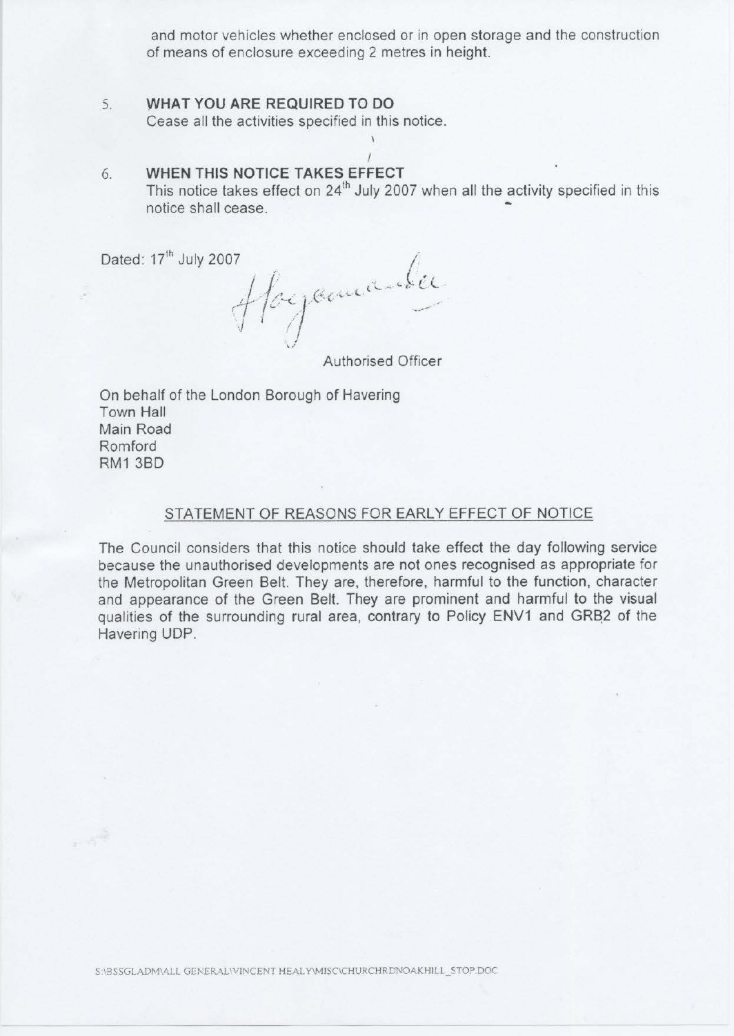and motor vehicles whether enclosed or in open storage and the construction of means of enclosure exceeding 2 metres in height.

5. **WHAT YOU ARE REQUIRED TO DO**
   Cease all the activities specified in this notice.

6. **WHEN THIS NOTICE TAKES EFFECT**
   This notice takes effect on 24th July 2007 when all the activity specified in this notice shall cease.

Dated: 17th July 2007

Authorised Officer

On behalf of the London Borough of Havering
Town Hall
Main Road
Romford
RM1 3BD

## STATEMENT OF REASONS FOR EARLY EFFECT OF NOTICE

The Council considers that this notice should take effect the day following service because the unauthorised developments are not ones recognised as appropriate for the Metropolitan Green Belt. They are, therefore, harmful to the function, character and appearance of the Green Belt. They are prominent and harmful to the visual qualities of the surrounding rural area, contrary to Policy ENV1 and GRB2 of the Havering UDP.

S:\BSSGLADM\ALL GENERAL\VINCENT HEALY\MISC\CHURCHRDNOAKHILL_STOP.DOC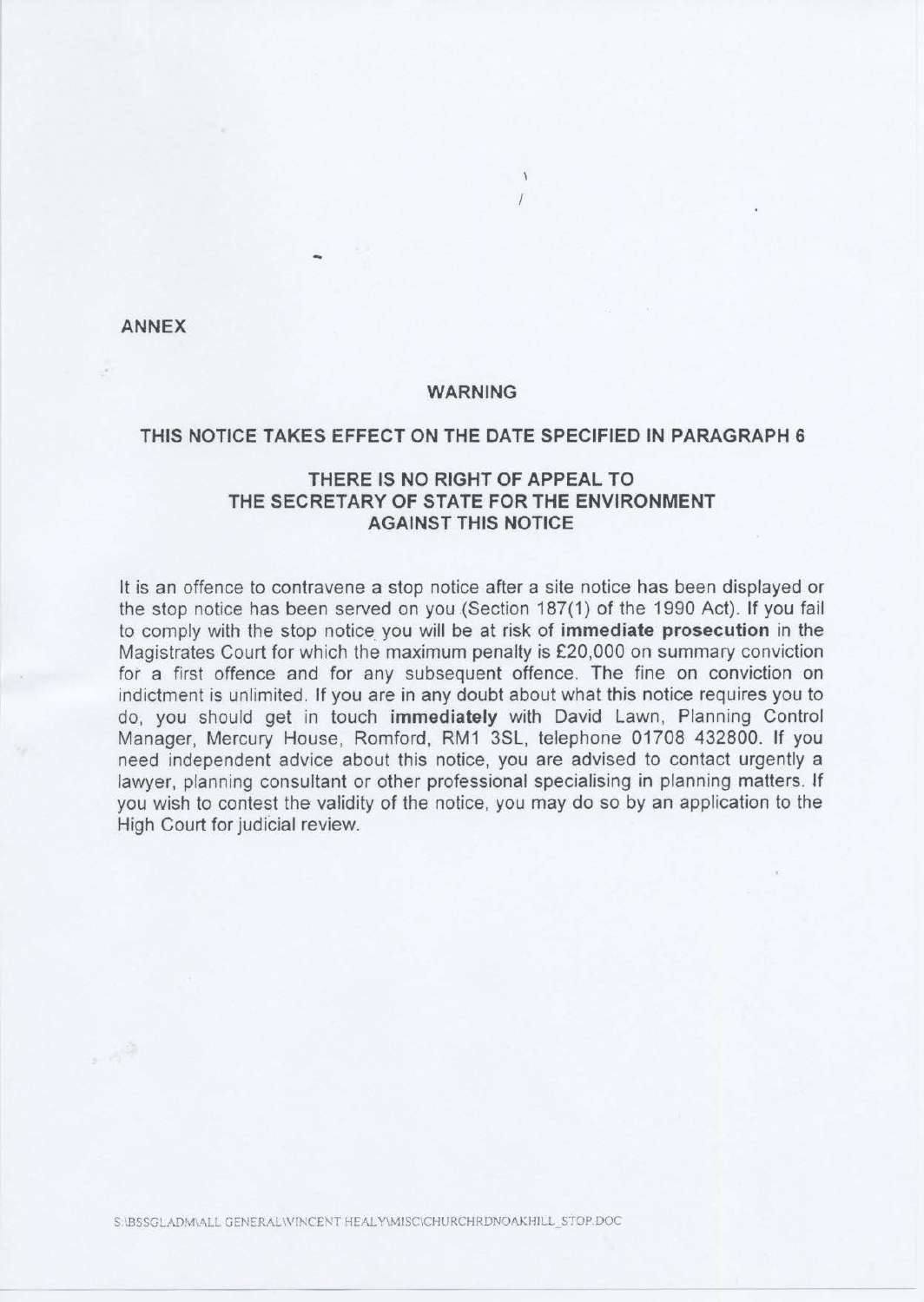**ANNEX**

**WARNING**

**THIS NOTICE TAKES EFFECT ON THE DATE SPECIFIED IN PARAGRAPH 6**

**THERE IS NO RIGHT OF APPEAL TO THE SECRETARY OF STATE FOR THE ENVIRONMENT AGAINST THIS NOTICE**

It is an offence to contravene a stop notice after a site notice has been displayed or the stop notice has been served on you (Section 187(1) of the 1990 Act). If you fail to comply with the stop notice you will be at risk of **immediate prosecution** in the Magistrates Court for which the maximum penalty is £20,000 on summary conviction for a first offence and for any subsequent offence. The fine on conviction on indictment is unlimited. If you are in any doubt about what this notice requires you to do, you should get in touch **immediately** with David Lawn, Planning Control Manager, Mercury House, Romford, RM1 3SL, telephone 01708 432800. If you need independent advice about this notice, you are advised to contact urgently a lawyer, planning consultant or other professional specialising in planning matters. If you wish to contest the validity of the notice, you may do so by an application to the High Court for judicial review.

S:\BSSGLADM\ALL GENERAL\VINCENT HEALY\MISC\CHURCHRDNOAKHILL_STOP.DOC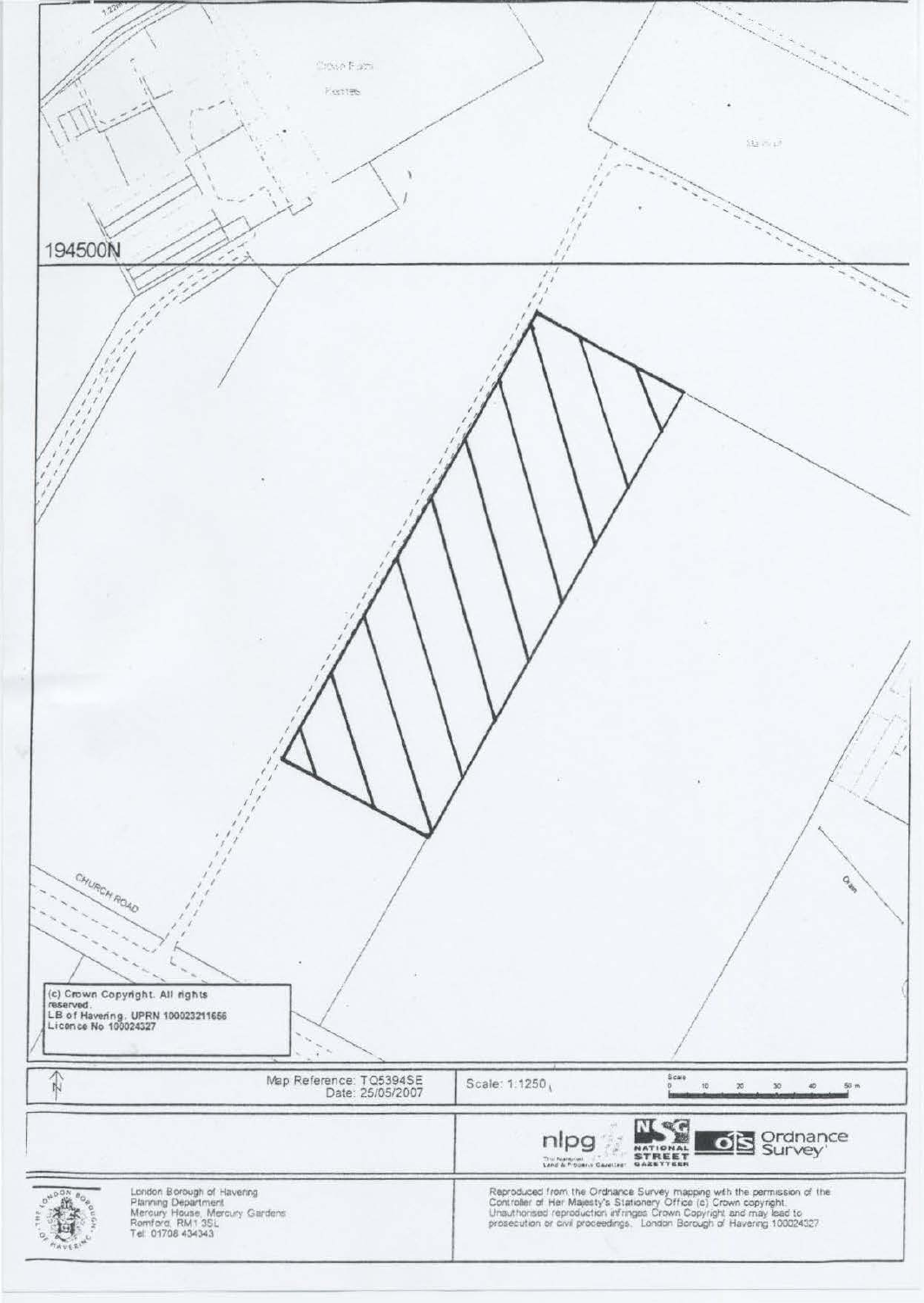Crown Farm

Cottages

194500N

CHURCH ROAD

Drain

(c) Crown Copyright. All rights reserved.
LB of Havering. UPRN 100023211656
Licence No 100024327

N

Map Reference: TQ5394SE
Date: 25/05/2007

Scale: 1:1250

Scale
0 10 20 30 40 50 m

nlpg
The National Land & Property Gazetteer

NSG NATIONAL STREET GAZETTEER

os Ordnance Survey

London Borough of Havering
Planning Department
Mercury House, Mercury Gardens
Romford, RM1 3SL
Tel: 01708 434343

Reproduced from the Ordnance Survey mapping with the permission of the Controller of Her Majesty's Stationery Office (c) Crown copyright. Unauthorised reproduction infringes Crown Copyright and may lead to prosecution or civil proceedings. London Borough of Havering 100024327